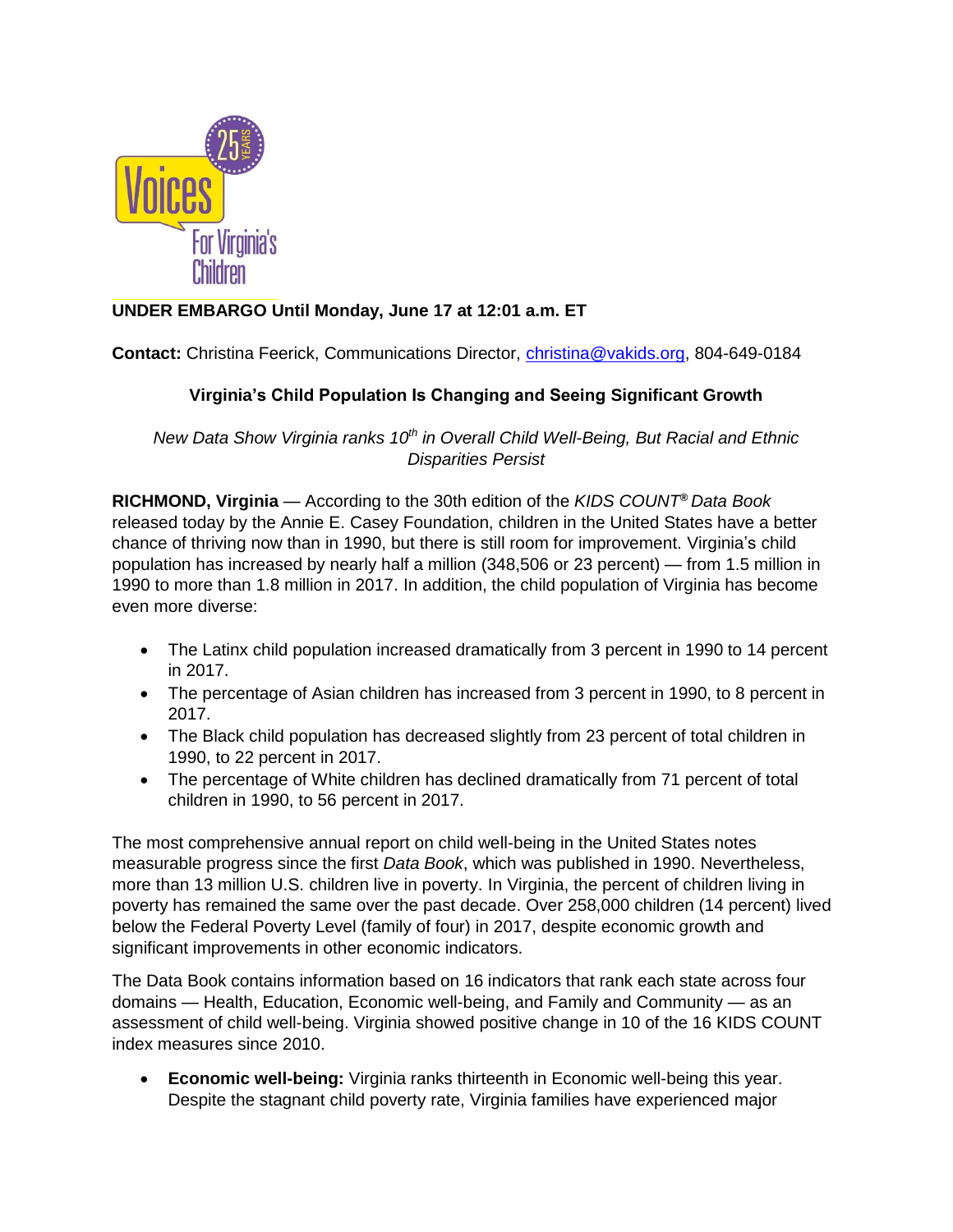**UNDER EMBARGO Until Monday, June 17 at 12:01 a.m. ET**

**Contact:** Christina Feerick, Communications Director, christina@vakids.org, 804-649-0184

## Virginia's Child Population Is Changing and Seeing Significant Growth

*New Data Show Virginia ranks 10th in Overall Child Well-Being, But Racial and Ethnic Disparities Persist*

**RICHMOND, Virginia** — According to the 30th edition of the *KIDS COUNT® Data Book* released today by the Annie E. Casey Foundation, children in the United States have a better chance of thriving now than in 1990, but there is still room for improvement. Virginia's child population has increased by nearly half a million (348,506 or 23 percent) — from 1.5 million in 1990 to more than 1.8 million in 2017. In addition, the child population of Virginia has become even more diverse:

- The Latinx child population increased dramatically from 3 percent in 1990 to 14 percent in 2017.
- The percentage of Asian children has increased from 3 percent in 1990, to 8 percent in 2017.
- The Black child population has decreased slightly from 23 percent of total children in 1990, to 22 percent in 2017.
- The percentage of White children has declined dramatically from 71 percent of total children in 1990, to 56 percent in 2017.

The most comprehensive annual report on child well-being in the United States notes measurable progress since the first *Data Book*, which was published in 1990. Nevertheless, more than 13 million U.S. children live in poverty. In Virginia, the percent of children living in poverty has remained the same over the past decade. Over 258,000 children (14 percent) lived below the Federal Poverty Level (family of four) in 2017, despite economic growth and significant improvements in other economic indicators.

The Data Book contains information based on 16 indicators that rank each state across four domains — Health, Education, Economic well-being, and Family and Community — as an assessment of child well-being. Virginia showed positive change in 10 of the 16 KIDS COUNT index measures since 2010.

- **Economic well-being:** Virginia ranks thirteenth in Economic well-being this year. Despite the stagnant child poverty rate, Virginia families have experienced major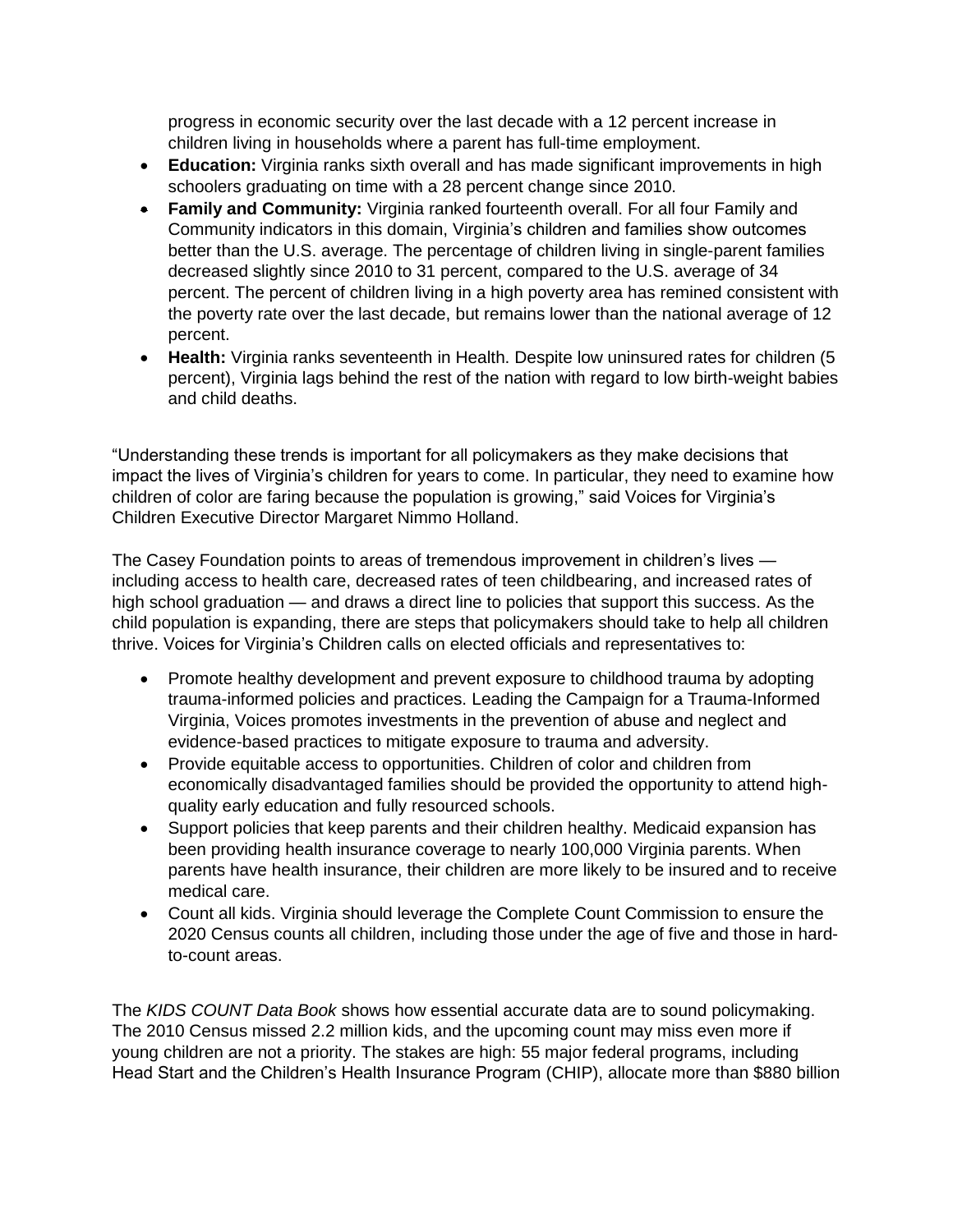progress in economic security over the last decade with a 12 percent increase in children living in households where a parent has full-time employment.

- **Education:** Virginia ranks sixth overall and has made significant improvements in high schoolers graduating on time with a 28 percent change since 2010.
- **Family and Community:** Virginia ranked fourteenth overall. For all four Family and Community indicators in this domain, Virginia's children and families show outcomes better than the U.S. average. The percentage of children living in single-parent families decreased slightly since 2010 to 31 percent, compared to the U.S. average of 34 percent. The percent of children living in a high poverty area has remined consistent with the poverty rate over the last decade, but remains lower than the national average of 12 percent.
- **Health:** Virginia ranks seventeenth in Health. Despite low uninsured rates for children (5 percent), Virginia lags behind the rest of the nation with regard to low birth-weight babies and child deaths.

"Understanding these trends is important for all policymakers as they make decisions that impact the lives of Virginia's children for years to come. In particular, they need to examine how children of color are faring because the population is growing," said Voices for Virginia's Children Executive Director Margaret Nimmo Holland.

The Casey Foundation points to areas of tremendous improvement in children's lives — including access to health care, decreased rates of teen childbearing, and increased rates of high school graduation — and draws a direct line to policies that support this success. As the child population is expanding, there are steps that policymakers should take to help all children thrive. Voices for Virginia's Children calls on elected officials and representatives to:

- Promote healthy development and prevent exposure to childhood trauma by adopting trauma-informed policies and practices. Leading the Campaign for a Trauma-Informed Virginia, Voices promotes investments in the prevention of abuse and neglect and evidence-based practices to mitigate exposure to trauma and adversity.
- Provide equitable access to opportunities. Children of color and children from economically disadvantaged families should be provided the opportunity to attend high-quality early education and fully resourced schools.
- Support policies that keep parents and their children healthy. Medicaid expansion has been providing health insurance coverage to nearly 100,000 Virginia parents. When parents have health insurance, their children are more likely to be insured and to receive medical care.
- Count all kids. Virginia should leverage the Complete Count Commission to ensure the 2020 Census counts all children, including those under the age of five and those in hard-to-count areas.

The *KIDS COUNT Data Book* shows how essential accurate data are to sound policymaking. The 2010 Census missed 2.2 million kids, and the upcoming count may miss even more if young children are not a priority. The stakes are high: 55 major federal programs, including Head Start and the Children's Health Insurance Program (CHIP), allocate more than $880 billion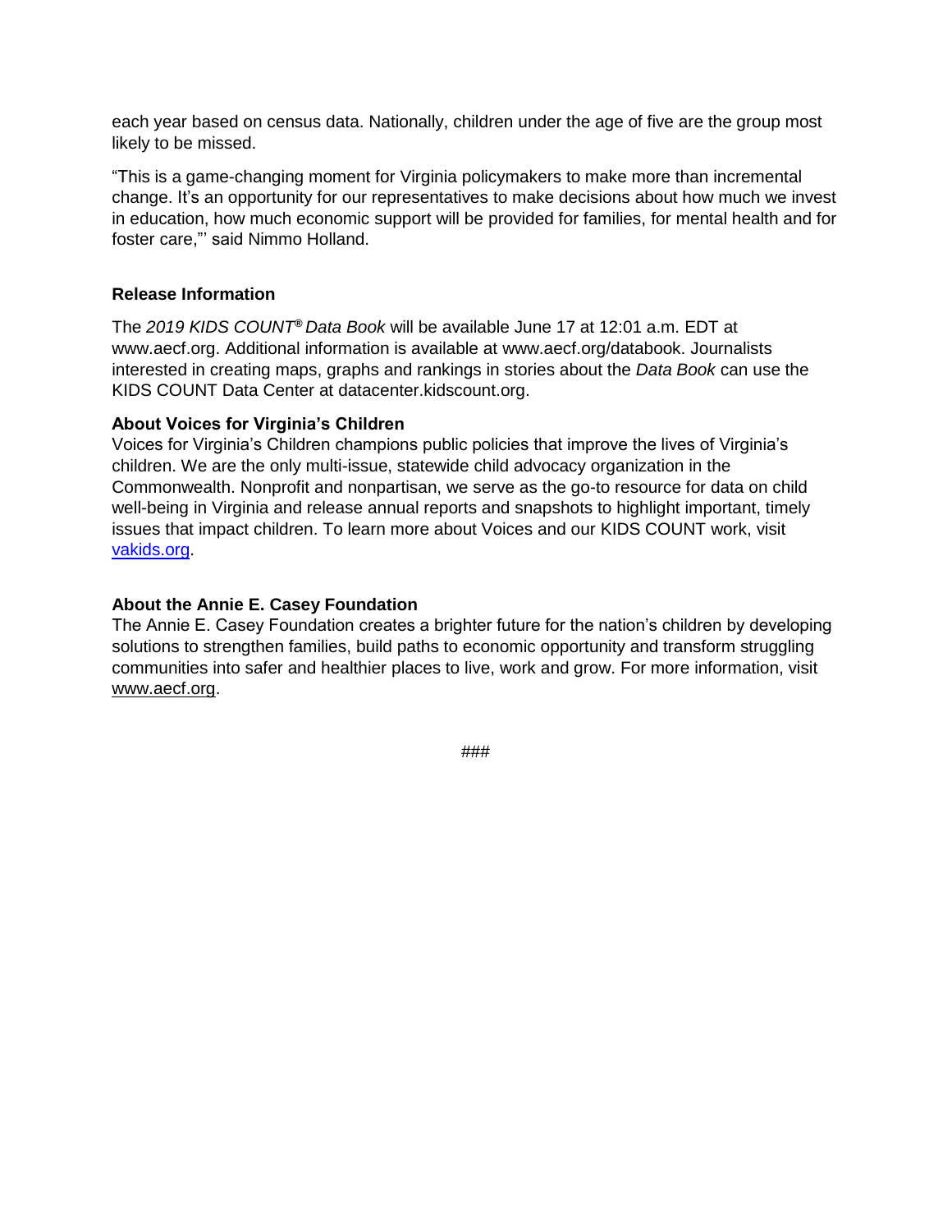each year based on census data. Nationally, children under the age of five are the group most likely to be missed.

"This is a game-changing moment for Virginia policymakers to make more than incremental change. It's an opportunity for our representatives to make decisions about how much we invest in education, how much economic support will be provided for families, for mental health and for foster care,"' said Nimmo Holland.

**Release Information**

The *2019 KIDS COUNT® Data Book* will be available June 17 at 12:01 a.m. EDT at www.aecf.org. Additional information is available at www.aecf.org/databook. Journalists interested in creating maps, graphs and rankings in stories about the *Data Book* can use the KIDS COUNT Data Center at datacenter.kidscount.org.

**About Voices for Virginia's Children**

Voices for Virginia's Children champions public policies that improve the lives of Virginia's children. We are the only multi-issue, statewide child advocacy organization in the Commonwealth. Nonprofit and nonpartisan, we serve as the go-to resource for data on child well-being in Virginia and release annual reports and snapshots to highlight important, timely issues that impact children. To learn more about Voices and our KIDS COUNT work, visit vakids.org.

**About the Annie E. Casey Foundation**

The Annie E. Casey Foundation creates a brighter future for the nation's children by developing solutions to strengthen families, build paths to economic opportunity and transform struggling communities into safer and healthier places to live, work and grow. For more information, visit www.aecf.org.

###